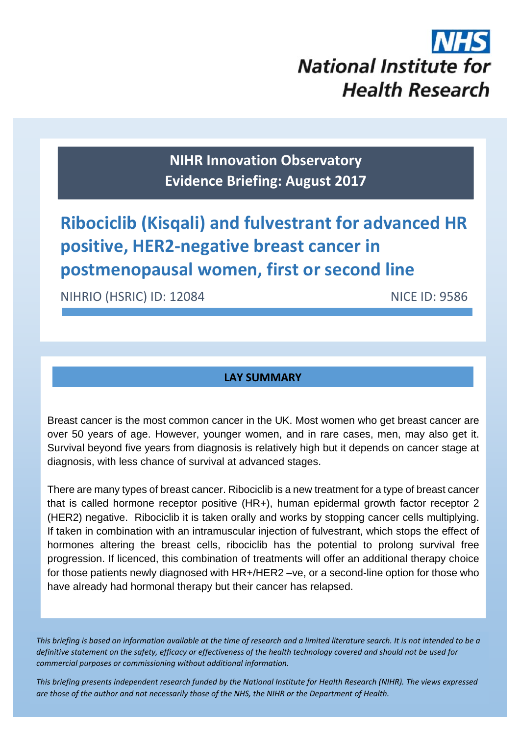NHS
National Institute for Health Research

**NIHR Innovation Observatory**
**Evidence Briefing: August 2017**

# Ribociclib (Kisqali) and fulvestrant for advanced HR positive, HER2-negative breast cancer in postmenopausal women, first or second line

NIHRIO (HSRIC) ID: 12084 NICE ID: 9586

## LAY SUMMARY

Breast cancer is the most common cancer in the UK. Most women who get breast cancer are over 50 years of age. However, younger women, and in rare cases, men, may also get it. Survival beyond five years from diagnosis is relatively high but it depends on cancer stage at diagnosis, with less chance of survival at advanced stages.

There are many types of breast cancer. Ribociclib is a new treatment for a type of breast cancer that is called hormone receptor positive (HR+), human epidermal growth factor receptor 2 (HER2) negative. Ribociclib it is taken orally and works by stopping cancer cells multiplying. If taken in combination with an intramuscular injection of fulvestrant, which stops the effect of hormones altering the breast cells, ribociclib has the potential to prolong survival free progression. If licenced, this combination of treatments will offer an additional therapy choice for those patients newly diagnosed with HR+/HER2 –ve, or a second-line option for those who have already had hormonal therapy but their cancer has relapsed.

*This briefing is based on information available at the time of research and a limited literature search. It is not intended to be a definitive statement on the safety, efficacy or effectiveness of the health technology covered and should not be used for commercial purposes or commissioning without additional information.*

*This briefing presents independent research funded by the National Institute for Health Research (NIHR). The views expressed are those of the author and not necessarily those of the NHS, the NIHR or the Department of Health.*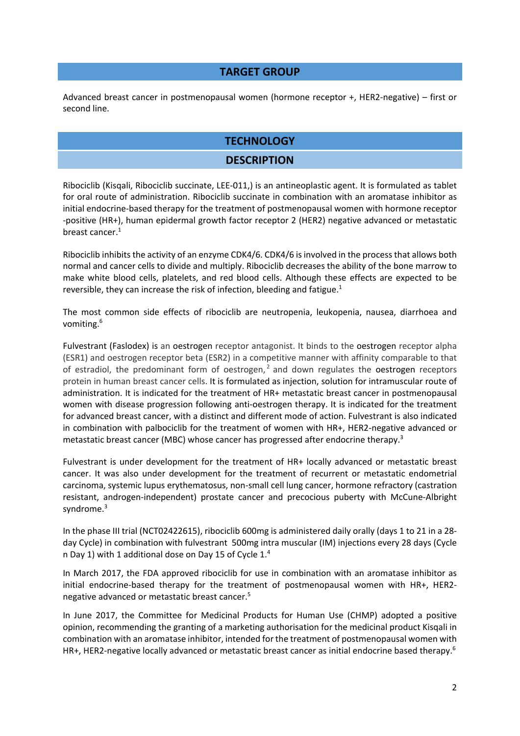## TARGET GROUP

Advanced breast cancer in postmenopausal women (hormone receptor +, HER2-negative) – first or second line.

## TECHNOLOGY

### DESCRIPTION

Ribociclib (Kisqali, Ribociclib succinate, LEE-011,) is an antineoplastic agent. It is formulated as tablet for oral route of administration. Ribociclib succinate in combination with an aromatase inhibitor as initial endocrine-based therapy for the treatment of postmenopausal women with hormone receptor -positive (HR+), human epidermal growth factor receptor 2 (HER2) negative advanced or metastatic breast cancer.[1]

Ribociclib inhibits the activity of an enzyme CDK4/6. CDK4/6 is involved in the process that allows both normal and cancer cells to divide and multiply. Ribociclib decreases the ability of the bone marrow to make white blood cells, platelets, and red blood cells. Although these effects are expected to be reversible, they can increase the risk of infection, bleeding and fatigue.[1]

The most common side effects of ribociclib are neutropenia, leukopenia, nausea, diarrhoea and vomiting.[6]

Fulvestrant (Faslodex) is an oestrogen receptor antagonist. It binds to the oestrogen receptor alpha (ESR1) and oestrogen receptor beta (ESR2) in a competitive manner with affinity comparable to that of estradiol, the predominant form of oestrogen,[2] and down regulates the oestrogen receptors protein in human breast cancer cells. It is formulated as injection, solution for intramuscular route of administration. It is indicated for the treatment of HR+ metastatic breast cancer in postmenopausal women with disease progression following anti-oestrogen therapy. It is indicated for the treatment for advanced breast cancer, with a distinct and different mode of action. Fulvestrant is also indicated in combination with palbociclib for the treatment of women with HR+, HER2-negative advanced or metastatic breast cancer (MBC) whose cancer has progressed after endocrine therapy.[3]

Fulvestrant is under development for the treatment of HR+ locally advanced or metastatic breast cancer. It was also under development for the treatment of recurrent or metastatic endometrial carcinoma, systemic lupus erythematosus, non-small cell lung cancer, hormone refractory (castration resistant, androgen-independent) prostate cancer and precocious puberty with McCune-Albright syndrome.[3]

In the phase III trial (NCT02422615), ribociclib 600mg is administered daily orally (days 1 to 21 in a 28-day Cycle) in combination with fulvestrant 500mg intra muscular (IM) injections every 28 days (Cycle n Day 1) with 1 additional dose on Day 15 of Cycle 1.[4]

In March 2017, the FDA approved ribociclib for use in combination with an aromatase inhibitor as initial endocrine-based therapy for the treatment of postmenopausal women with HR+, HER2-negative advanced or metastatic breast cancer.[5]

In June 2017, the Committee for Medicinal Products for Human Use (CHMP) adopted a positive opinion, recommending the granting of a marketing authorisation for the medicinal product Kisqali in combination with an aromatase inhibitor, intended for the treatment of postmenopausal women with HR+, HER2-negative locally advanced or metastatic breast cancer as initial endocrine based therapy.[6]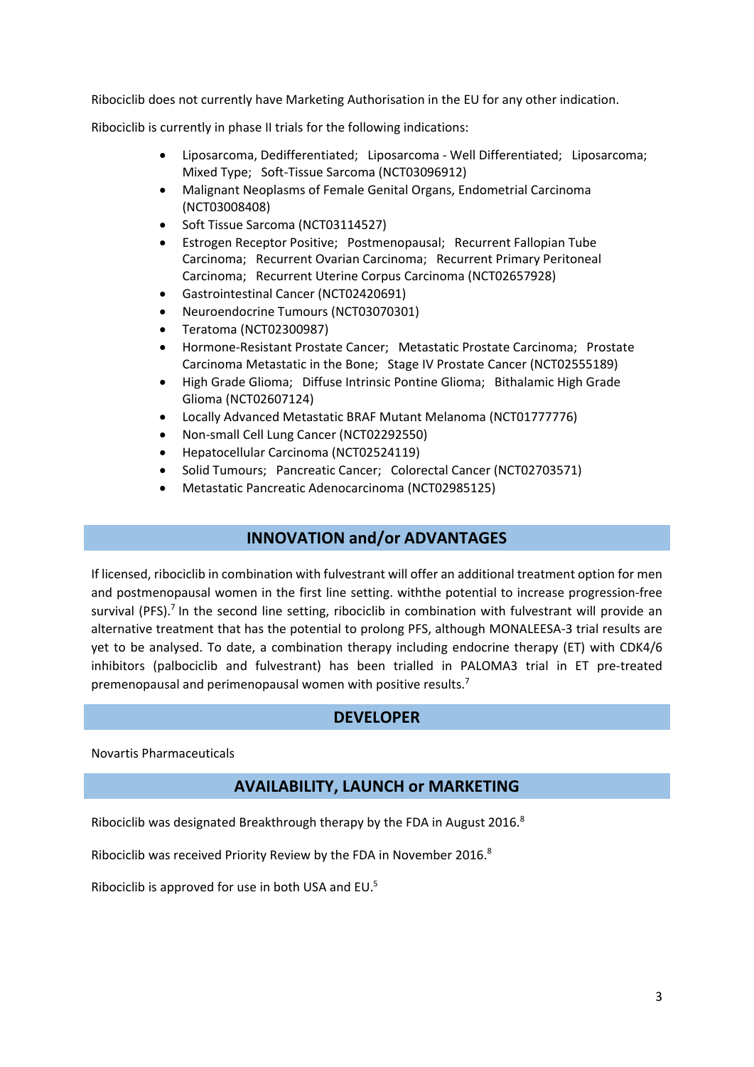Ribociclib does not currently have Marketing Authorisation in the EU for any other indication.

Ribociclib is currently in phase II trials for the following indications:

- Liposarcoma, Dedifferentiated; Liposarcoma - Well Differentiated; Liposarcoma; Mixed Type; Soft-Tissue Sarcoma (NCT03096912)
- Malignant Neoplasms of Female Genital Organs, Endometrial Carcinoma (NCT03008408)
- Soft Tissue Sarcoma (NCT03114527)
- Estrogen Receptor Positive; Postmenopausal; Recurrent Fallopian Tube Carcinoma; Recurrent Ovarian Carcinoma; Recurrent Primary Peritoneal Carcinoma; Recurrent Uterine Corpus Carcinoma (NCT02657928)
- Gastrointestinal Cancer (NCT02420691)
- Neuroendocrine Tumours (NCT03070301)
- Teratoma (NCT02300987)
- Hormone-Resistant Prostate Cancer; Metastatic Prostate Carcinoma; Prostate Carcinoma Metastatic in the Bone; Stage IV Prostate Cancer (NCT02555189)
- High Grade Glioma; Diffuse Intrinsic Pontine Glioma; Bithalamic High Grade Glioma (NCT02607124)
- Locally Advanced Metastatic BRAF Mutant Melanoma (NCT01777776)
- Non-small Cell Lung Cancer (NCT02292550)
- Hepatocellular Carcinoma (NCT02524119)
- Solid Tumours; Pancreatic Cancer; Colorectal Cancer (NCT02703571)
- Metastatic Pancreatic Adenocarcinoma (NCT02985125)

## INNOVATION and/or ADVANTAGES

If licensed, ribociclib in combination with fulvestrant will offer an additional treatment option for men and postmenopausal women in the first line setting. withthe potential to increase progression-free survival (PFS).[7] In the second line setting, ribociclib in combination with fulvestrant will provide an alternative treatment that has the potential to prolong PFS, although MONALEESA-3 trial results are yet to be analysed. To date, a combination therapy including endocrine therapy (ET) with CDK4/6 inhibitors (palbociclib and fulvestrant) has been trialled in PALOMA3 trial in ET pre-treated premenopausal and perimenopausal women with positive results.[7]

## DEVELOPER

Novartis Pharmaceuticals

## AVAILABILITY, LAUNCH or MARKETING

Ribociclib was designated Breakthrough therapy by the FDA in August 2016.[8]

Ribociclib was received Priority Review by the FDA in November 2016.[8]

Ribociclib is approved for use in both USA and EU.[5]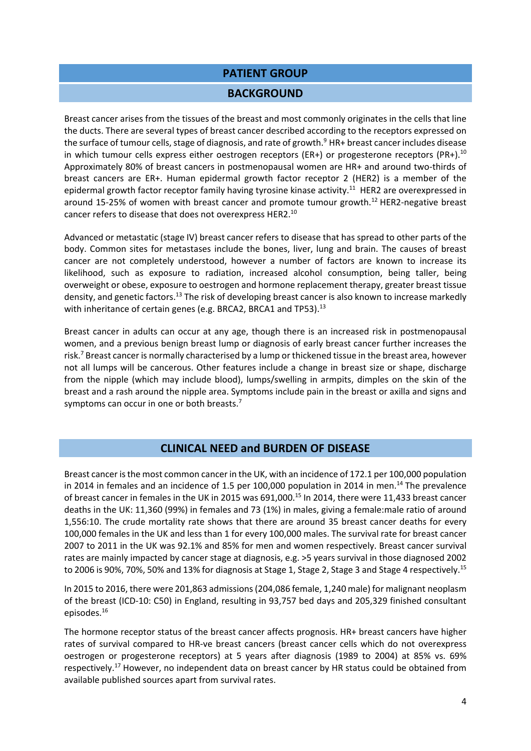## PATIENT GROUP

### BACKGROUND

Breast cancer arises from the tissues of the breast and most commonly originates in the cells that line the ducts. There are several types of breast cancer described according to the receptors expressed on the surface of tumour cells, stage of diagnosis, and rate of growth.[9] HR+ breast cancer includes disease in which tumour cells express either oestrogen receptors (ER+) or progesterone receptors (PR+).[10] Approximately 80% of breast cancers in postmenopausal women are HR+ and around two-thirds of breast cancers are ER+. Human epidermal growth factor receptor 2 (HER2) is a member of the epidermal growth factor receptor family having tyrosine kinase activity.[11] HER2 are overexpressed in around 15-25% of women with breast cancer and promote tumour growth.[12] HER2-negative breast cancer refers to disease that does not overexpress HER2.[10]

Advanced or metastatic (stage IV) breast cancer refers to disease that has spread to other parts of the body. Common sites for metastases include the bones, liver, lung and brain. The causes of breast cancer are not completely understood, however a number of factors are known to increase its likelihood, such as exposure to radiation, increased alcohol consumption, being taller, being overweight or obese, exposure to oestrogen and hormone replacement therapy, greater breast tissue density, and genetic factors.[13] The risk of developing breast cancer is also known to increase markedly with inheritance of certain genes (e.g. BRCA2, BRCA1 and TP53).[13]

Breast cancer in adults can occur at any age, though there is an increased risk in postmenopausal women, and a previous benign breast lump or diagnosis of early breast cancer further increases the risk.[7] Breast cancer is normally characterised by a lump or thickened tissue in the breast area, however not all lumps will be cancerous. Other features include a change in breast size or shape, discharge from the nipple (which may include blood), lumps/swelling in armpits, dimples on the skin of the breast and a rash around the nipple area. Symptoms include pain in the breast or axilla and signs and symptoms can occur in one or both breasts.[7]

### CLINICAL NEED and BURDEN OF DISEASE

Breast cancer is the most common cancer in the UK, with an incidence of 172.1 per 100,000 population in 2014 in females and an incidence of 1.5 per 100,000 population in 2014 in men.[14] The prevalence of breast cancer in females in the UK in 2015 was 691,000.[15] In 2014, there were 11,433 breast cancer deaths in the UK: 11,360 (99%) in females and 73 (1%) in males, giving a female:male ratio of around 1,556:10. The crude mortality rate shows that there are around 35 breast cancer deaths for every 100,000 females in the UK and less than 1 for every 100,000 males. The survival rate for breast cancer 2007 to 2011 in the UK was 92.1% and 85% for men and women respectively. Breast cancer survival rates are mainly impacted by cancer stage at diagnosis, e.g. >5 years survival in those diagnosed 2002 to 2006 is 90%, 70%, 50% and 13% for diagnosis at Stage 1, Stage 2, Stage 3 and Stage 4 respectively.[15]

In 2015 to 2016, there were 201,863 admissions (204,086 female, 1,240 male) for malignant neoplasm of the breast (ICD-10: C50) in England, resulting in 93,757 bed days and 205,329 finished consultant episodes.[16]

The hormone receptor status of the breast cancer affects prognosis. HR+ breast cancers have higher rates of survival compared to HR-ve breast cancers (breast cancer cells which do not overexpress oestrogen or progesterone receptors) at 5 years after diagnosis (1989 to 2004) at 85% vs. 69% respectively.[17] However, no independent data on breast cancer by HR status could be obtained from available published sources apart from survival rates.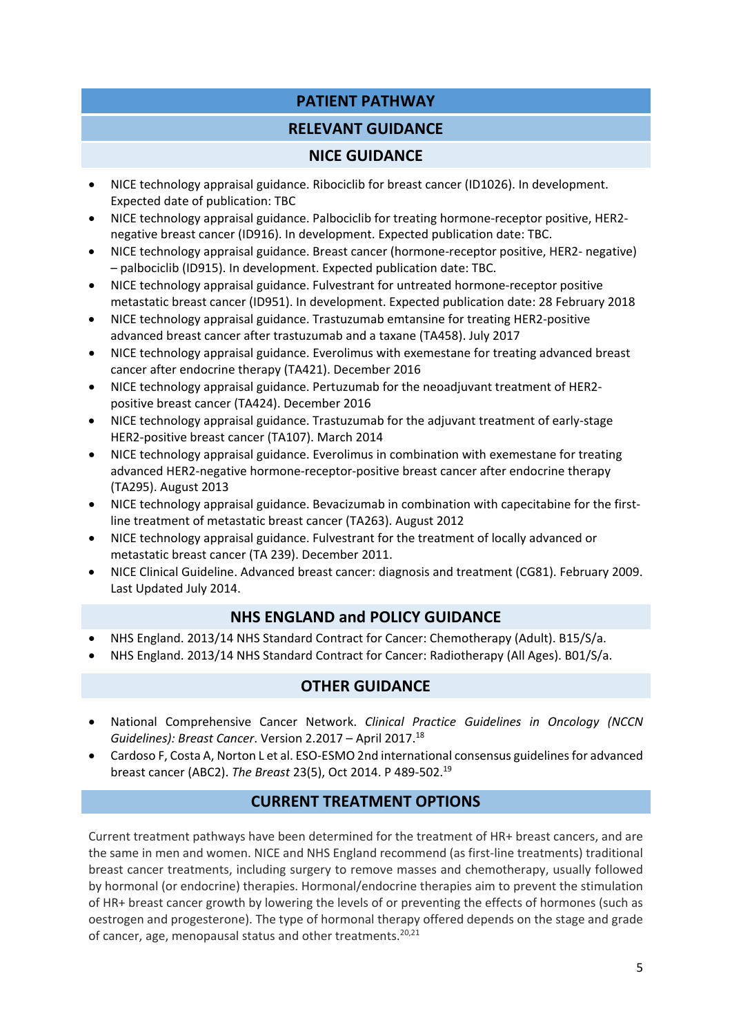## PATIENT PATHWAY

### RELEVANT GUIDANCE

#### NICE GUIDANCE

- NICE technology appraisal guidance. Ribociclib for breast cancer (ID1026). In development. Expected date of publication: TBC
- NICE technology appraisal guidance. Palbociclib for treating hormone-receptor positive, HER2-negative breast cancer (ID916). In development. Expected publication date: TBC.
- NICE technology appraisal guidance. Breast cancer (hormone-receptor positive, HER2- negative) – palbociclib (ID915). In development. Expected publication date: TBC.
- NICE technology appraisal guidance. Fulvestrant for untreated hormone-receptor positive metastatic breast cancer (ID951). In development. Expected publication date: 28 February 2018
- NICE technology appraisal guidance. Trastuzumab emtansine for treating HER2-positive advanced breast cancer after trastuzumab and a taxane (TA458). July 2017
- NICE technology appraisal guidance. Everolimus with exemestane for treating advanced breast cancer after endocrine therapy (TA421). December 2016
- NICE technology appraisal guidance. Pertuzumab for the neoadjuvant treatment of HER2-positive breast cancer (TA424). December 2016
- NICE technology appraisal guidance. Trastuzumab for the adjuvant treatment of early-stage HER2-positive breast cancer (TA107). March 2014
- NICE technology appraisal guidance. Everolimus in combination with exemestane for treating advanced HER2-negative hormone-receptor-positive breast cancer after endocrine therapy (TA295). August 2013
- NICE technology appraisal guidance. Bevacizumab in combination with capecitabine for the first-line treatment of metastatic breast cancer (TA263). August 2012
- NICE technology appraisal guidance. Fulvestrant for the treatment of locally advanced or metastatic breast cancer (TA 239). December 2011.
- NICE Clinical Guideline. Advanced breast cancer: diagnosis and treatment (CG81). February 2009. Last Updated July 2014.

#### NHS ENGLAND and POLICY GUIDANCE

- NHS England. 2013/14 NHS Standard Contract for Cancer: Chemotherapy (Adult). B15/S/a.
- NHS England. 2013/14 NHS Standard Contract for Cancer: Radiotherapy (All Ages). B01/S/a.

#### OTHER GUIDANCE

- National Comprehensive Cancer Network. *Clinical Practice Guidelines in Oncology (NCCN Guidelines): Breast Cancer*. Version 2.2017 – April 2017.[18]
- Cardoso F, Costa A, Norton L et al. ESO-ESMO 2nd international consensus guidelines for advanced breast cancer (ABC2). *The Breast* 23(5), Oct 2014. P 489-502.[19]

### CURRENT TREATMENT OPTIONS

Current treatment pathways have been determined for the treatment of HR+ breast cancers, and are the same in men and women. NICE and NHS England recommend (as first-line treatments) traditional breast cancer treatments, including surgery to remove masses and chemotherapy, usually followed by hormonal (or endocrine) therapies. Hormonal/endocrine therapies aim to prevent the stimulation of HR+ breast cancer growth by lowering the levels of or preventing the effects of hormones (such as oestrogen and progesterone). The type of hormonal therapy offered depends on the stage and grade of cancer, age, menopausal status and other treatments.[20,21]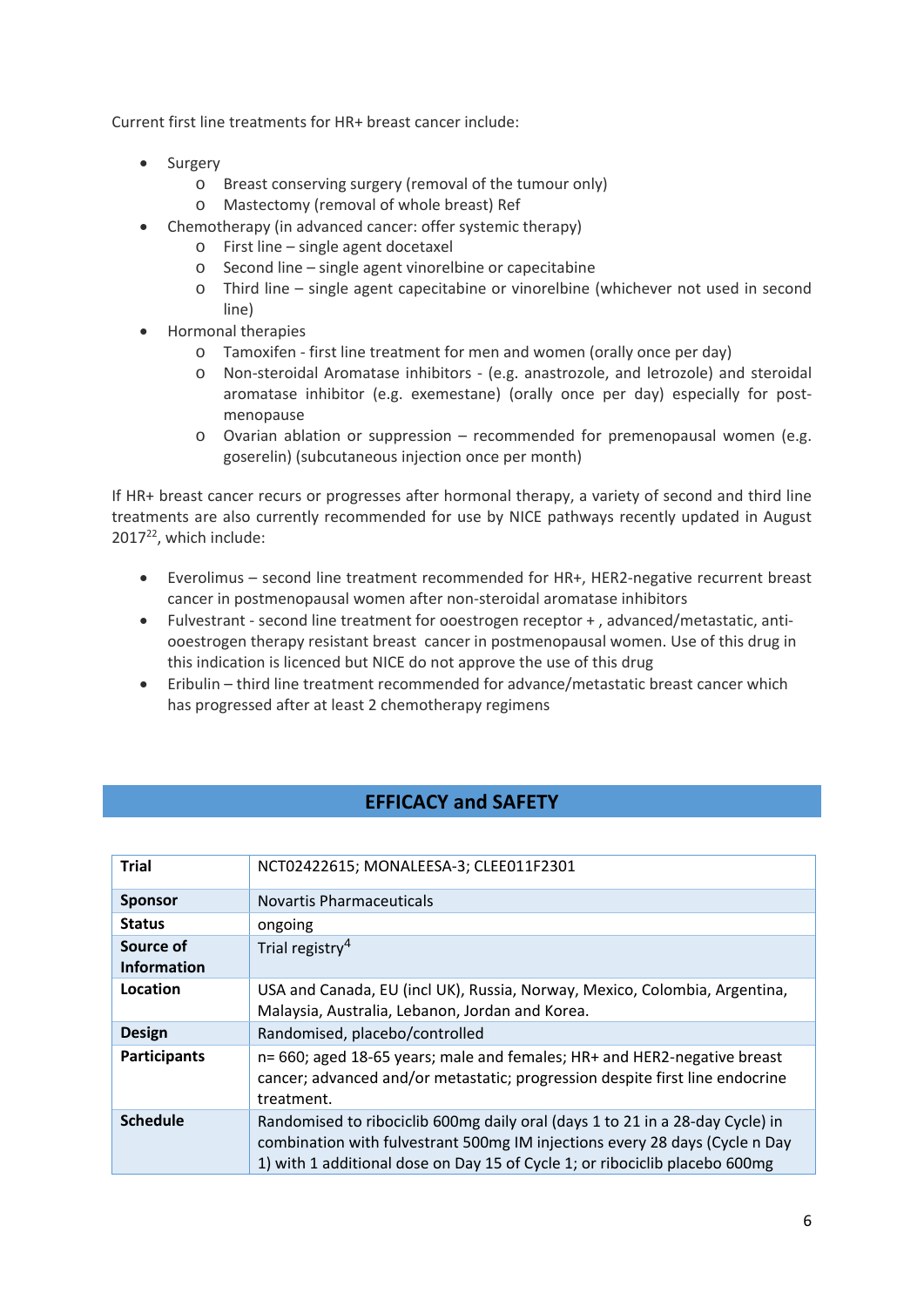Current first line treatments for HR+ breast cancer include:

- Surgery
  - Breast conserving surgery (removal of the tumour only)
  - Mastectomy (removal of whole breast) Ref
- Chemotherapy (in advanced cancer: offer systemic therapy)
  - First line – single agent docetaxel
  - Second line – single agent vinorelbine or capecitabine
  - Third line – single agent capecitabine or vinorelbine (whichever not used in second line)
- Hormonal therapies
  - Tamoxifen - first line treatment for men and women (orally once per day)
  - Non-steroidal Aromatase inhibitors - (e.g. anastrozole, and letrozole) and steroidal aromatase inhibitor (e.g. exemestane) (orally once per day) especially for post-menopause
  - Ovarian ablation or suppression – recommended for premenopausal women (e.g. goserelin) (subcutaneous injection once per month)

If HR+ breast cancer recurs or progresses after hormonal therapy, a variety of second and third line treatments are also currently recommended for use by NICE pathways recently updated in August 2017[22], which include:

- Everolimus – second line treatment recommended for HR+, HER2-negative recurrent breast cancer in postmenopausal women after non-steroidal aromatase inhibitors
- Fulvestrant - second line treatment for ooestrogen receptor + , advanced/metastatic, anti-ooestrogen therapy resistant breast cancer in postmenopausal women. Use of this drug in this indication is licenced but NICE do not approve the use of this drug
- Eribulin – third line treatment recommended for advance/metastatic breast cancer which has progressed after at least 2 chemotherapy regimens

## EFFICACY and SAFETY

| **Trial** | NCT02422615; MONALEESA-3; CLEE011F2301 |
|---|---|
| **Sponsor** | Novartis Pharmaceuticals |
| **Status** | ongoing |
| **Source of Information** | Trial registry[4] |
| **Location** | USA and Canada, EU (incl UK), Russia, Norway, Mexico, Colombia, Argentina, Malaysia, Australia, Lebanon, Jordan and Korea. |
| **Design** | Randomised, placebo/controlled |
| **Participants** | n= 660; aged 18-65 years; male and females; HR+ and HER2-negative breast cancer; advanced and/or metastatic; progression despite first line endocrine treatment. |
| **Schedule** | Randomised to ribociclib 600mg daily oral (days 1 to 21 in a 28-day Cycle) in combination with fulvestrant 500mg IM injections every 28 days (Cycle n Day 1) with 1 additional dose on Day 15 of Cycle 1; or ribociclib placebo 600mg |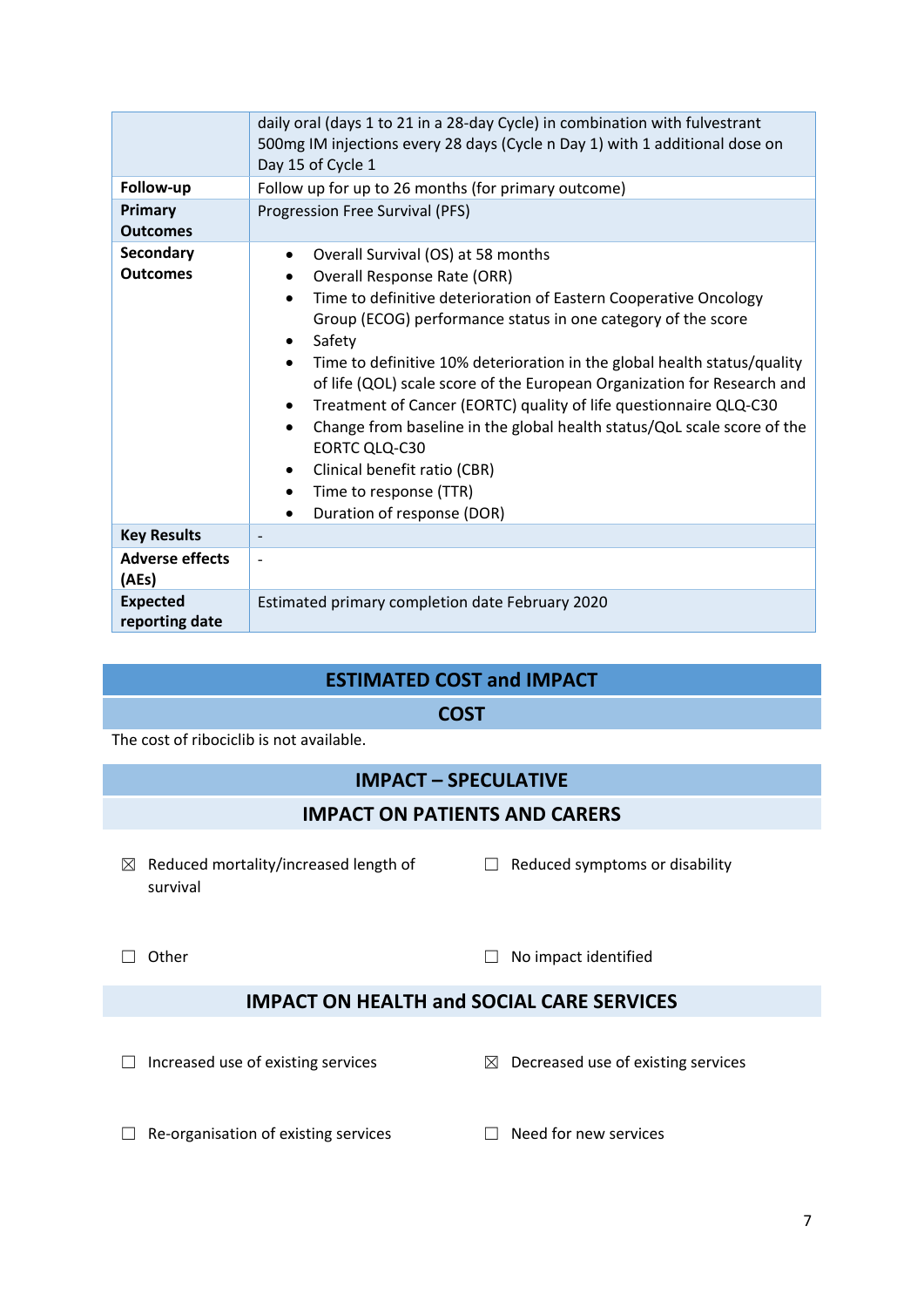|  |  |
|---|---|
|  | daily oral (days 1 to 21 in a 28-day Cycle) in combination with fulvestrant 500mg IM injections every 28 days (Cycle n Day 1) with 1 additional dose on Day 15 of Cycle 1 |
| **Follow-up** | Follow up for up to 26 months (for primary outcome) |
| **Primary Outcomes** | Progression Free Survival (PFS) |
| **Secondary Outcomes** | • Overall Survival (OS) at 58 months<br>• Overall Response Rate (ORR)<br>• Time to definitive deterioration of Eastern Cooperative Oncology Group (ECOG) performance status in one category of the score<br>• Safety<br>• Time to definitive 10% deterioration in the global health status/quality of life (QOL) scale score of the European Organization for Research and<br>• Treatment of Cancer (EORTC) quality of life questionnaire QLQ-C30<br>• Change from baseline in the global health status/QoL scale score of the EORTC QLQ-C30<br>• Clinical benefit ratio (CBR)<br>• Time to response (TTR)<br>• Duration of response (DOR) |
| **Key Results** | - |
| **Adverse effects (AEs)** | - |
| **Expected reporting date** | Estimated primary completion date February 2020 |

## ESTIMATED COST and IMPACT

### COST

The cost of ribociclib is not available.

### IMPACT – SPECULATIVE

### IMPACT ON PATIENTS AND CARERS

☒ Reduced mortality/increased length of survival

☐ Reduced symptoms or disability

☐ Other

☐ No impact identified

### IMPACT ON HEALTH and SOCIAL CARE SERVICES

☐ Increased use of existing services

☒ Decreased use of existing services

☐ Re-organisation of existing services

☐ Need for new services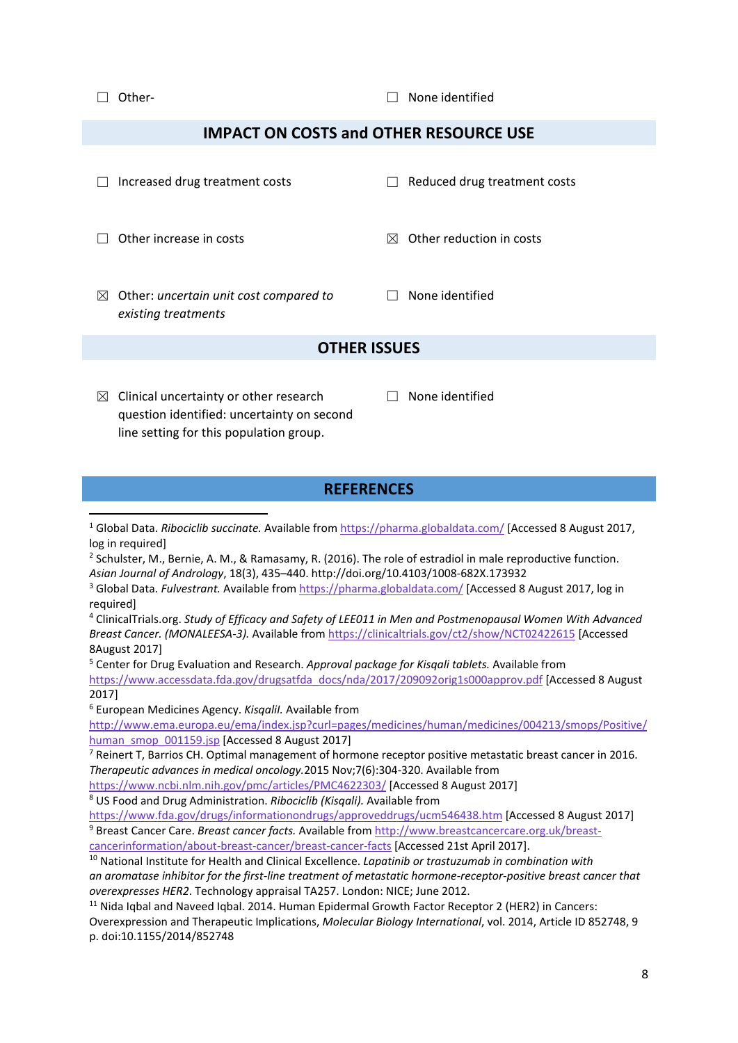☐ Other- ☐ None identified

## IMPACT ON COSTS and OTHER RESOURCE USE

☐ Increased drug treatment costs

☐ Reduced drug treatment costs

☐ Other increase in costs

☒ Other reduction in costs

☒ Other: *uncertain unit cost compared to existing treatments*

☐ None identified

## OTHER ISSUES

☒ Clinical uncertainty or other research question identified: uncertainty on second line setting for this population group.

☐ None identified

## REFERENCES

[1] Global Data. *Ribociclib succinate.* Available from https://pharma.globaldata.com/ [Accessed 8 August 2017, log in required]

[2] Schulster, M., Bernie, A. M., & Ramasamy, R. (2016). The role of estradiol in male reproductive function. *Asian Journal of Andrology*, 18(3), 435–440. http://doi.org/10.4103/1008-682X.173932

[3] Global Data. *Fulvestrant.* Available from https://pharma.globaldata.com/ [Accessed 8 August 2017, log in required]

[4] ClinicalTrials.org. *Study of Efficacy and Safety of LEE011 in Men and Postmenopausal Women With Advanced Breast Cancer. (MONALEESA-3).* Available from https://clinicaltrials.gov/ct2/show/NCT02422615 [Accessed 8August 2017]

[5] Center for Drug Evaluation and Research. *Approval package for Kisqali tablets.* Available from https://www.accessdata.fda.gov/drugsatfda_docs/nda/2017/209092orig1s000approv.pdf [Accessed 8 August 2017]

[6] European Medicines Agency. *Kisqalil.* Available from http://www.ema.europa.eu/ema/index.jsp?curl=pages/medicines/human/medicines/004213/smops/Positive/human_smop_001159.jsp [Accessed 8 August 2017]

[7] Reinert T, Barrios CH. Optimal management of hormone receptor positive metastatic breast cancer in 2016. *Therapeutic advances in medical oncology.*2015 Nov;7(6):304-320. Available from https://www.ncbi.nlm.nih.gov/pmc/articles/PMC4622303/ [Accessed 8 August 2017]

[8] US Food and Drug Administration. *Ribociclib (Kisqali).* Available from https://www.fda.gov/drugs/informationondrugs/approveddrugs/ucm546438.htm [Accessed 8 August 2017]

[9] Breast Cancer Care. *Breast cancer facts.* Available from http://www.breastcancercare.org.uk/breast-cancerinformation/about-breast-cancer/breast-cancer-facts [Accessed 21st April 2017].

[10] National Institute for Health and Clinical Excellence. *Lapatinib or trastuzumab in combination with an aromatase inhibitor for the first-line treatment of metastatic hormone-receptor-positive breast cancer that overexpresses HER2*. Technology appraisal TA257. London: NICE; June 2012.

[11] Nida Iqbal and Naveed Iqbal. 2014. Human Epidermal Growth Factor Receptor 2 (HER2) in Cancers: Overexpression and Therapeutic Implications, *Molecular Biology International*, vol. 2014, Article ID 852748, 9 p. doi:10.1155/2014/852748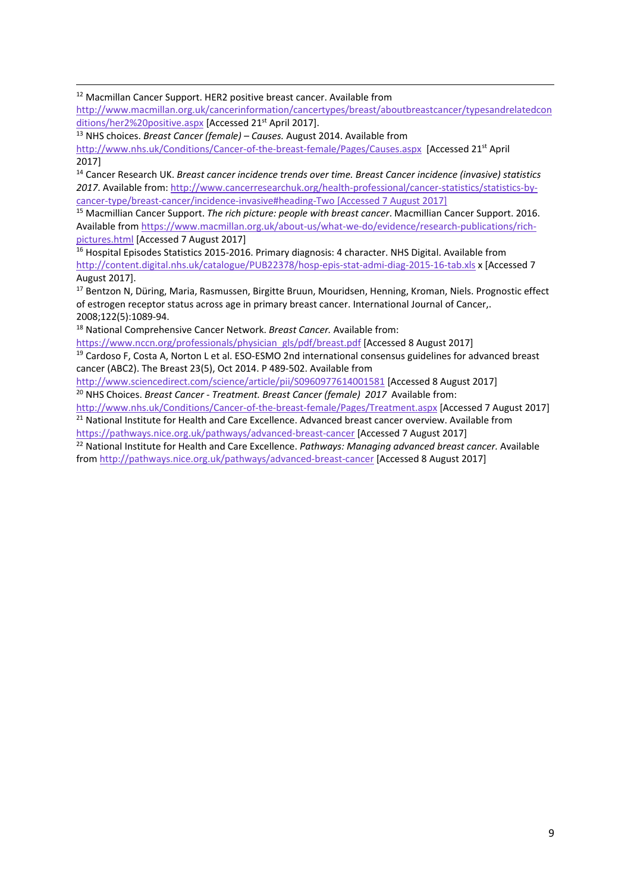[12] Macmillan Cancer Support. HER2 positive breast cancer. Available from http://www.macmillan.org.uk/cancerinformation/cancertypes/breast/aboutbreastcancer/typesandrelatedconditions/her2%20positive.aspx [Accessed 21st April 2017].

[13] NHS choices. *Breast Cancer (female) – Causes.* August 2014. Available from http://www.nhs.uk/Conditions/Cancer-of-the-breast-female/Pages/Causes.aspx [Accessed 21st April 2017]

[14] Cancer Research UK. *Breast cancer incidence trends over time. Breast Cancer incidence (invasive) statistics 2017.* Available from: http://www.cancerresearchuk.org/health-professional/cancer-statistics/statistics-by-cancer-type/breast-cancer/incidence-invasive#heading-Two [Accessed 7 August 2017]

[15] Macmillian Cancer Support. *The rich picture: people with breast cancer*. Macmillian Cancer Support. 2016. Available from https://www.macmillan.org.uk/about-us/what-we-do/evidence/research-publications/rich-pictures.html [Accessed 7 August 2017]

[16] Hospital Episodes Statistics 2015-2016. Primary diagnosis: 4 character. NHS Digital. Available from http://content.digital.nhs.uk/catalogue/PUB22378/hosp-epis-stat-admi-diag-2015-16-tab.xls x [Accessed 7 August 2017].

[17] Bentzon N, Düring, Maria, Rasmussen, Birgitte Bruun, Mouridsen, Henning, Kroman, Niels. Prognostic effect of estrogen receptor status across age in primary breast cancer. International Journal of Cancer,. 2008;122(5):1089-94.

[18] National Comprehensive Cancer Network. *Breast Cancer.* Available from: https://www.nccn.org/professionals/physician_gls/pdf/breast.pdf [Accessed 8 August 2017]

[19] Cardoso F, Costa A, Norton L et al. ESO-ESMO 2nd international consensus guidelines for advanced breast cancer (ABC2). The Breast 23(5), Oct 2014. P 489-502. Available from http://www.sciencedirect.com/science/article/pii/S0960977614001581 [Accessed 8 August 2017]

[20] NHS Choices. *Breast Cancer - Treatment. Breast Cancer (female) 2017* Available from: http://www.nhs.uk/Conditions/Cancer-of-the-breast-female/Pages/Treatment.aspx [Accessed 7 August 2017]

[21] National Institute for Health and Care Excellence. Advanced breast cancer overview. Available from https://pathways.nice.org.uk/pathways/advanced-breast-cancer [Accessed 7 August 2017]

[22] National Institute for Health and Care Excellence. *Pathways: Managing advanced breast cancer*. Available from http://pathways.nice.org.uk/pathways/advanced-breast-cancer [Accessed 8 August 2017]